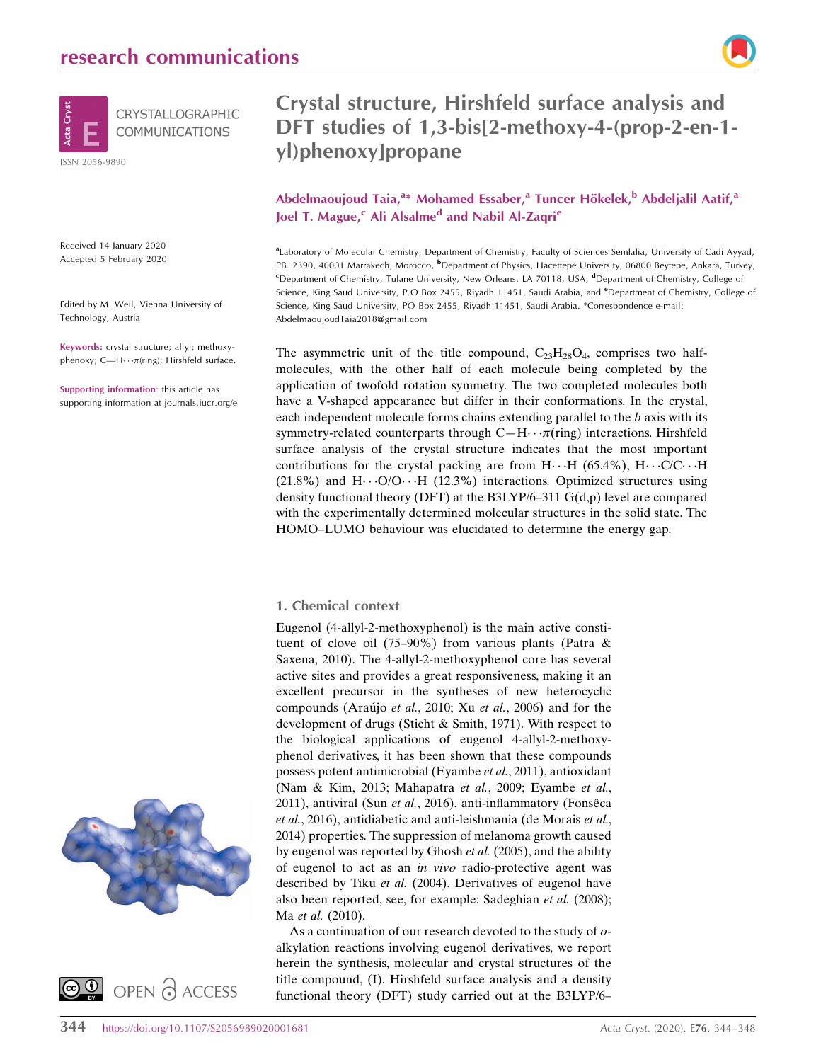research communications

CRYSTALLOGRAPHIC COMMUNICATIONS

ISSN 2056-9890

Received 14 January 2020
Accepted 5 February 2020

Edited by M. Weil, Vienna University of Technology, Austria

**Keywords:** crystal structure; allyl; methoxyphenoxy; C—H⋯π(ring); Hirshfeld surface.

**Supporting information**: this article has supporting information at journals.iucr.org/e

# Crystal structure, Hirshfeld surface analysis and DFT studies of 1,3-bis[2-methoxy-4-(prop-2-en-1-yl)phenoxy]propane

**Abdelmaoujoud Taia,[a]* Mohamed Essaber,[a] Tuncer Hökelek,[b] Abdeljalil Aatif,[a] Joel T. Mague,[c] Ali Alsalme[d] and Nabil Al-Zaqri[e]**

[a]Laboratory of Molecular Chemistry, Department of Chemistry, Faculty of Sciences Semlalia, University of Cadi Ayyad, PB. 2390, 40001 Marrakech, Morocco, [b]Department of Physics, Hacettepe University, 06800 Beytepe, Ankara, Turkey, [c]Department of Chemistry, Tulane University, New Orleans, LA 70118, USA, [d]Department of Chemistry, College of Science, King Saud University, P.O.Box 2455, Riyadh 11451, Saudi Arabia, and [e]Department of Chemistry, College of Science, King Saud University, PO Box 2455, Riyadh 11451, Saudi Arabia. *Correspondence e-mail: AbdelmaoujoudTaia2018@gmail.com

The asymmetric unit of the title compound, $C_{23}H_{28}O_4$, comprises two half-molecules, with the other half of each molecule being completed by the application of twofold rotation symmetry. The two completed molecules both have a V-shaped appearance but differ in their conformations. In the crystal, each independent molecule forms chains extending parallel to the $b$ axis with its symmetry-related counterparts through C—H⋯π(ring) interactions. Hirshfeld surface analysis of the crystal structure indicates that the most important contributions for the crystal packing are from H⋯H (65.4%), H⋯C/C⋯H (21.8%) and H⋯O/O⋯H (12.3%) interactions. Optimized structures using density functional theory (DFT) at the B3LYP/6–311 G(d,p) level are compared with the experimentally determined molecular structures in the solid state. The HOMO–LUMO behaviour was elucidated to determine the energy gap.

## 1. Chemical context

Eugenol (4-allyl-2-methoxyphenol) is the main active constituent of clove oil (75–90%) from various plants (Patra & Saxena, 2010). The 4-allyl-2-methoxyphenol core has several active sites and provides a great responsiveness, making it an excellent precursor in the syntheses of new heterocyclic compounds (Araújo *et al.*, 2010; Xu *et al.*, 2006) and for the development of drugs (Sticht & Smith, 1971). With respect to the biological applications of eugenol 4-allyl-2-methoxyphenol derivatives, it has been shown that these compounds possess potent antimicrobial (Eyambe *et al.*, 2011), antioxidant (Nam & Kim, 2013; Mahapatra *et al.*, 2009; Eyambe *et al.*, 2011), antiviral (Sun *et al.*, 2016), anti-inflammatory (Fonsêca *et al.*, 2016), antidiabetic and anti-leishmania (de Morais *et al.*, 2014) properties. The suppression of melanoma growth caused by eugenol was reported by Ghosh *et al.* (2005), and the ability of eugenol to act as an *in vivo* radio-protective agent was described by Tiku *et al.* (2004). Derivatives of eugenol have also been reported, see, for example: Sadeghian *et al.* (2008); Ma *et al.* (2010).

As a continuation of our research devoted to the study of *o*-alkylation reactions involving eugenol derivatives, we report herein the synthesis, molecular and crystal structures of the title compound, (I). Hirshfeld surface analysis and a density functional theory (DFT) study carried out at the B3LYP/6–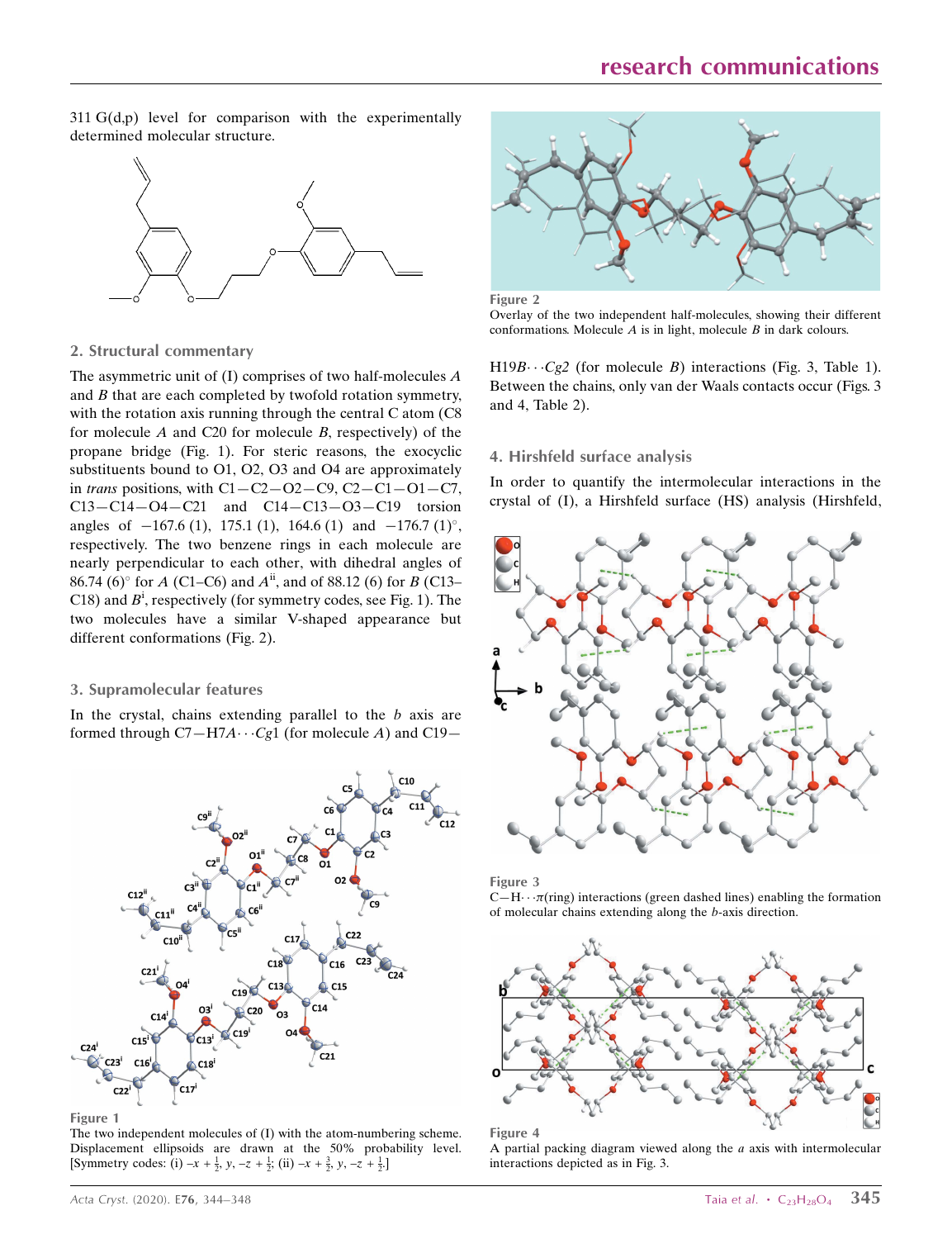311 G(d,p) level for comparison with the experimentally determined molecular structure.

## 2. Structural commentary

The asymmetric unit of (I) comprises of two half-molecules *A* and *B* that are each completed by twofold rotation symmetry, with the rotation axis running through the central C atom (C8 for molecule *A* and C20 for molecule *B*, respectively) of the propane bridge (Fig. 1). For steric reasons, the exocyclic substituents bound to O1, O2, O3 and O4 are approximately in *trans* positions, with C1—C2—O2—C9, C2—C1—O1—C7, C13—C14—O4—C21 and C14—C13—O3—C19 torsion angles of −167.6 (1), 175.1 (1), 164.6 (1) and −176.7 (1)°, respectively. The two benzene rings in each molecule are nearly perpendicular to each other, with dihedral angles of 86.74 (6)° for *A* (C1–C6) and $A^{ii}$, and of 88.12 (6) for *B* (C13–C18) and $B^{i}$, respectively (for symmetry codes, see Fig. 1). The two molecules have a similar V-shaped appearance but different conformations (Fig. 2).

## 3. Supramolecular features

In the crystal, chains extending parallel to the *b* axis are formed through C7—H7*A*⋯*Cg*1 (for molecule *A*) and C19—H19*B*⋯*Cg2* (for molecule *B*) interactions (Fig. 3, Table 1). Between the chains, only van der Waals contacts occur (Figs. 3 and 4, Table 2).

Figure 1
The two independent molecules of (I) with the atom-numbering scheme. Displacement ellipsoids are drawn at the 50% probability level. [Symmetry codes: (i) $-x + \frac{1}{2}, y, -z + \frac{1}{2}$; (ii) $-x + \frac{3}{2}, y, -z + \frac{1}{2}$.]

Figure 2
Overlay of the two independent half-molecules, showing their different conformations. Molecule *A* is in light, molecule *B* in dark colours.

## 4. Hirshfeld surface analysis

In order to quantify the intermolecular interactions in the crystal of (I), a Hirshfeld surface (HS) analysis (Hirshfeld,

Figure 3
C—H⋯π(ring) interactions (green dashed lines) enabling the formation of molecular chains extending along the *b*-axis direction.

Figure 4
A partial packing diagram viewed along the *a* axis with intermolecular interactions depicted as in Fig. 3.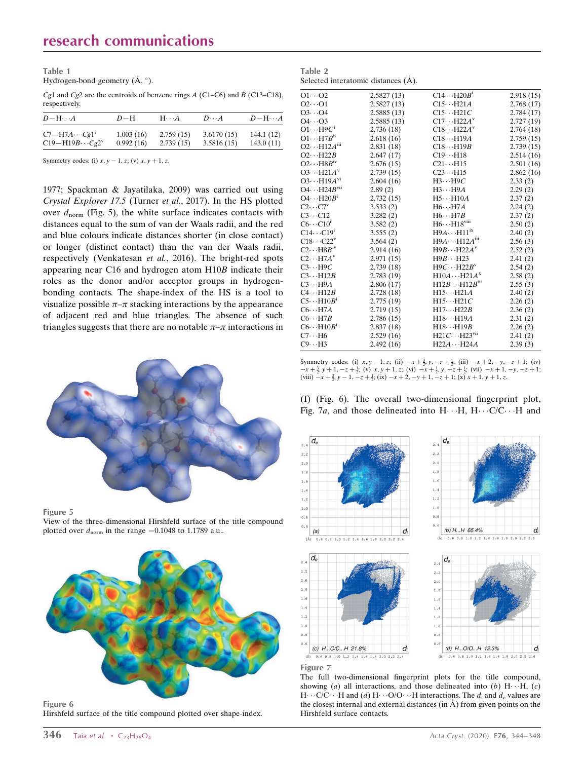**Table 1**
Hydrogen-bond geometry (Å, °).

*Cg*1 and *Cg*2 are the centroids of benzene rings *A* (C1–C6) and *B* (C13–C18), respectively.

| *D*—H···*A* | *D*—H | H···*A* | *D*···*A* | *D*—H···*A* |
|---|---|---|---|---|
| C7—H7*A*···*Cg*1[i] | 1.003 (16) | 2.759 (15) | 3.6170 (15) | 144.1 (12) |
| C19—H19*B*···*Cg*2[v] | 0.992 (16) | 2.739 (15) | 3.5816 (15) | 143.0 (11) |

Symmetry codes: (i) $x, y-1, z$; (v) $x, y+1, z$.

**Table 2**
Selected interatomic distances (Å).

| | | | |
|---|---|---|---|
| O1···O2 | 2.5827 (13) | C14···H20*B*[i] | 2.918 (15) |
| O2···O1 | 2.5827 (13) | C15···H21*A* | 2.768 (17) |
| O3···O4 | 2.5885 (13) | C15···H21*C* | 2.784 (17) |
| O4···O3 | 2.5885 (13) | C17···H22*A*[v] | 2.727 (19) |
| O1···H9*C*[i] | 2.736 (18) | C18···H22*A*[v] | 2.764 (18) |
| O1···H7*B*[ii] | 2.618 (16) | C18···H19*A* | 2.759 (15) |
| O2···H12*A*[iii] | 2.831 (18) | C18···H19*B* | 2.739 (15) |
| O2···H22*B* | 2.647 (17) | C19···H18 | 2.514 (16) |
| O2···H8*B*[iv] | 2.676 (15) | C21···H15 | 2.501 (16) |
| O3···H21*A*[v] | 2.739 (15) | C23···H15 | 2.862 (16) |
| O3···H19*A*[vi] | 2.604 (16) | H3···H9*C* | 2.33 (2) |
| O4···H24*B*[vii] | 2.89 (2) | H3···H9*A* | 2.29 (2) |
| O4···H20*B*[i] | 2.732 (15) | H5···H10*A* | 2.37 (2) |
| C2···C7[v] | 3.533 (2) | H6···H7*A* | 2.24 (2) |
| C3···C12 | 3.282 (2) | H6···H7*B* | 2.37 (2) |
| C6···C10[i] | 3.582 (2) | H6···H18[viii] | 2.50 (2) |
| C14···C19[i] | 3.555 (2) | H9*A*···H11[ix] | 2.40 (2) |
| C18···C22[v] | 3.564 (2) | H9*A*···H12*A*[iii] | 2.56 (3) |
| C2···H8*B*[iv] | 2.914 (16) | H9*B*···H22*A*[v] | 2.52 (2) |
| C2···H7*A*[v] | 2.971 (15) | H9*B*···H23 | 2.41 (2) |
| C3···H9*C* | 2.739 (18) | H9*C*···H22*B*[v] | 2.54 (2) |
| C3···H12*B* | 2.783 (19) | H10*A*···H21*A*[x] | 2.58 (2) |
| C3···H9*A* | 2.806 (17) | H12*B*···H12*B*[iii] | 2.55 (3) |
| C4···H12*B* | 2.728 (18) | H15···H21*A* | 2.40 (2) |
| C5···H10*B*[i] | 2.775 (19) | H15···H21*C* | 2.26 (2) |
| C6···H7*A* | 2.719 (15) | H17···H22*B* | 2.36 (2) |
| C6···H7*B* | 2.786 (15) | H18···H19*A* | 2.31 (2) |
| C6···H10*B*[i] | 2.837 (18) | H18···H19*B* | 2.26 (2) |
| C7···H6 | 2.529 (16) | H21*C*···H23[vii] | 2.41 (2) |
| C9···H3 | 2.492 (16) | H22*A*···H24*A* | 2.39 (3) |

Symmetry codes: (i) $x, y-1, z$; (ii) $-x+\frac{3}{2}, y, -z+\frac{1}{2}$; (iii) $-x+2, -y, -z+1$; (iv) $-x+\frac{3}{2}, y+1, -z+\frac{1}{2}$; (v) $x, y+1, z$; (vi) $-x+\frac{1}{2}, y, -z+\frac{1}{2}$; (vii) $-x+1, -y, -z+1$; (viii) $-x+\frac{3}{2}, y-1, -z+\frac{1}{2}$; (ix) $-x+2, -y+1, -z+1$; (x) $x+1, y+1, z$.

1977; Spackman & Jayatilaka, 2009) was carried out using *Crystal Explorer 17.5* (Turner *et al.*, 2017). In the HS plotted over $d_{norm}$ (Fig. 5), the white surface indicates contacts with distances equal to the sum of van der Waals radii, and the red and blue colours indicate distances shorter (in close contact) or longer (distinct contact) than the van der Waals radii, respectively (Venkatesan *et al.*, 2016). The bright-red spots appearing near C16 and hydrogen atom H10*B* indicate their roles as the donor and/or acceptor groups in hydrogen-bonding contacts. The shape-index of the HS is a tool to visualize possible $\pi$–$\pi$ stacking interactions by the appearance of adjacent red and blue triangles. The absence of such triangles suggests that there are no notable $\pi$–$\pi$ interactions in (I) (Fig. 6). The overall two-dimensional fingerprint plot, Fig. 7*a*, and those delineated into H···H, H···C/C···H and

**Figure 5**
View of the three-dimensional Hirshfeld surface of the title compound plotted over $d_{norm}$ in the range −0.1048 to 1.1789 a.u..

**Figure 6**
Hirshfeld surface of the title compound plotted over shape-index.

**Figure 7**
The full two-dimensional fingerprint plots for the title compound, showing (*a*) all interactions, and those delineated into (*b*) H···H, (*c*) H···C/C···H and (*d*) H···O/O···H interactions. The $d_i$ and $d_e$ values are the closest internal and external distances (in Å) from given points on the Hirshfeld surface contacts.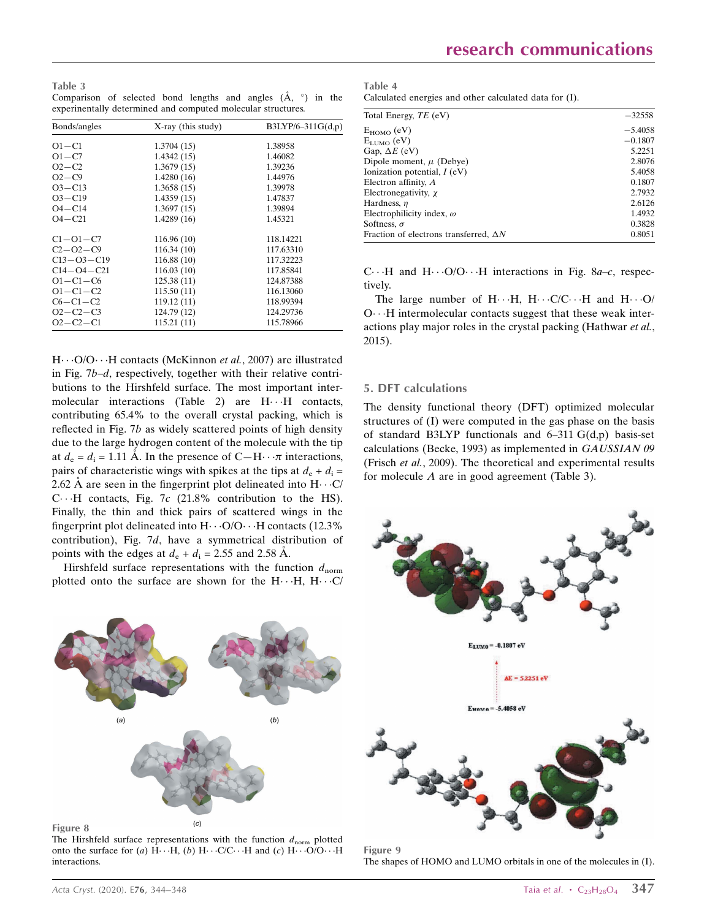**Table 3**
Comparison of selected bond lengths and angles (Å, °) in the experinentally determined and computed molecular structures.

| Bonds/angles | X-ray (this study) | B3LYP/6–311G(d,p) |
|---|---|---|
| O1—C1 | 1.3704 (15) | 1.38958 |
| O1—C7 | 1.4342 (15) | 1.46082 |
| O2—C2 | 1.3679 (15) | 1.39236 |
| O2—C9 | 1.4280 (16) | 1.44976 |
| O3—C13 | 1.3658 (15) | 1.39978 |
| O3—C19 | 1.4359 (15) | 1.47837 |
| O4—C14 | 1.3697 (15) | 1.39894 |
| O4—C21 | 1.4289 (16) | 1.45321 |
| C1—O1—C7 | 116.96 (10) | 118.14221 |
| C2—O2—C9 | 116.34 (10) | 117.63310 |
| C13—O3—C19 | 116.88 (10) | 117.32223 |
| C14—O4—C21 | 116.03 (10) | 117.85841 |
| O1—C1—C6 | 125.38 (11) | 124.87388 |
| O1—C1—C2 | 115.50 (11) | 116.13060 |
| C6—C1—C2 | 119.12 (11) | 118.99394 |
| O2—C2—C3 | 124.79 (12) | 124.29736 |
| O2—C2—C1 | 115.21 (11) | 115.78966 |

H···O/O···H contacts (McKinnon *et al.*, 2007) are illustrated in Fig. 7*b*–*d*, respectively, together with their relative contributions to the Hirshfeld surface. The most important intermolecular interactions (Table 2) are H···H contacts, contributing 65.4% to the overall crystal packing, which is reflected in Fig. 7*b* as widely scattered points of high density due to the large hydrogen content of the molecule with the tip at $d_e = d_i = 1.11$ Å. In the presence of C—H···π interactions, pairs of characteristic wings with spikes at the tips at $d_e + d_i = 2.62$ Å are seen in the fingerprint plot delineated into H···C/C···H contacts, Fig. 7*c* (21.8% contribution to the HS). Finally, the thin and thick pairs of scattered wings in the fingerprint plot delineated into H···O/O···H contacts (12.3% contribution), Fig. 7*d*, have a symmetrical distribution of points with the edges at $d_e + d_i = 2.55$ and 2.58 Å.

Hirshfeld surface representations with the function $d_{norm}$ plotted onto the surface are shown for the H···H, H···C/C···H and H···O/O···H interactions in Fig. 8*a*–*c*, respectively.

The large number of H···H, H···C/C···H and H···O/O···H intermolecular contacts suggest that these weak interactions play major roles in the crystal packing (Hathwar *et al.*, 2015).

**Figure 8**
The Hirshfeld surface representations with the function $d_{norm}$ plotted onto the surface for (*a*) H···H, (*b*) H···C/C···H and (*c*) H···O/O···H interactions.

**Table 4**
Calculated energies and other calculated data for (I).

| Property | Value |
|---|---|
| Total Energy, *TE* (eV) | −32558 |
| $E_{HOMO}$ (eV) | −5.4058 |
| $E_{LUMO}$ (eV) | −0.1807 |
| Gap, $\Delta E$ (eV) | 5.2251 |
| Dipole moment, $\mu$ (Debye) | 2.8076 |
| Ionization potential, *I* (eV) | 5.4058 |
| Electron affinity, *A* | 0.1807 |
| Electronegativity, $\chi$ | 2.7932 |
| Hardness, $\eta$ | 2.6126 |
| Electrophilicity index, $\omega$ | 1.4932 |
| Softness, $\sigma$ | 0.3828 |
| Fraction of electrons transferred, $\Delta N$ | 0.8051 |

## 5. DFT calculations

The density functional theory (DFT) optimized molecular structures of (I) were computed in the gas phase on the basis of standard B3LYP functionals and 6–311 G(d,p) basis-set calculations (Becke, 1993) as implemented in *GAUSSIAN 09* (Frisch *et al.*, 2009). The theoretical and experimental results for molecule *A* are in good agreement (Table 3).

**Figure 9**
The shapes of HOMO and LUMO orbitals in one of the molecules in (I).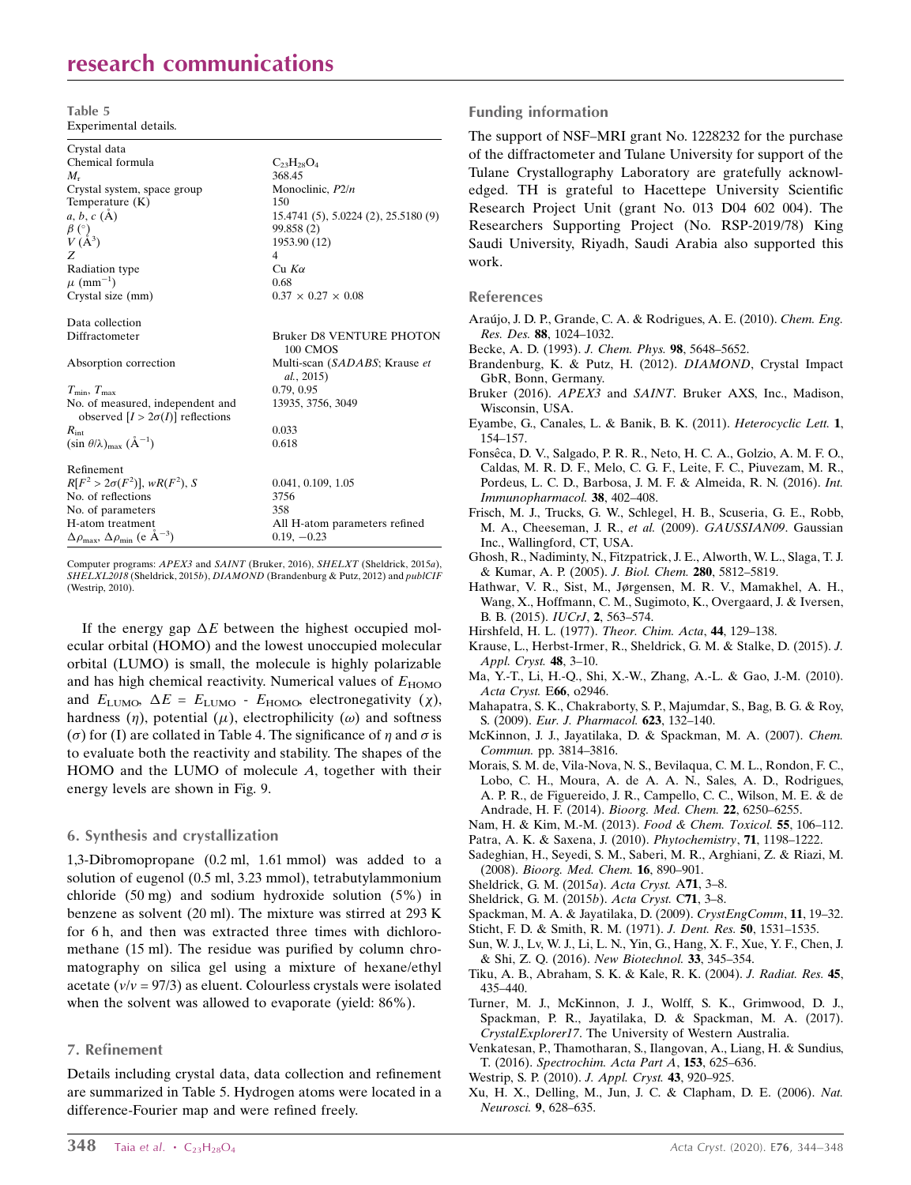**Table 5**
Experimental details.

| | |
|---|---|
| Crystal data | |
| Chemical formula | $C_{23}H_{28}O_4$ |
| $M_r$ | 368.45 |
| Crystal system, space group | Monoclinic, $P2/n$ |
| Temperature (K) | 150 |
| $a$, $b$, $c$ (Å) | 15.4741 (5), 5.0224 (2), 25.5180 (9) |
| $\beta$ (°) | 99.858 (2) |
| $V$ (Å$^3$) | 1953.90 (12) |
| $Z$ | 4 |
| Radiation type | Cu $K\alpha$ |
| $\mu$ (mm$^{-1}$) | 0.68 |
| Crystal size (mm) | 0.37 × 0.27 × 0.08 |
| Data collection | |
| Diffractometer | Bruker D8 VENTURE PHOTON 100 CMOS |
| Absorption correction | Multi-scan (*SADABS*; Krause *et al.*, 2015) |
| $T_{min}$, $T_{max}$ | 0.79, 0.95 |
| No. of measured, independent and observed [$I > 2\sigma(I)$] reflections | 13935, 3756, 3049 |
| $R_{int}$ | 0.033 |
| $(\sin \theta/\lambda)_{max}$ (Å$^{-1}$) | 0.618 |
| Refinement | |
| $R[F^2 > 2\sigma(F^2)]$, $wR(F^2)$, $S$ | 0.041, 0.109, 1.05 |
| No. of reflections | 3756 |
| No. of parameters | 358 |
| H-atom treatment | All H-atom parameters refined |
| $\Delta\rho_{max}$, $\Delta\rho_{min}$ (e Å$^{-3}$) | 0.19, −0.23 |

Computer programs: *APEX3* and *SAINT* (Bruker, 2016), *SHELXT* (Sheldrick, 2015*a*), *SHELXL2018* (Sheldrick, 2015*b*), *DIAMOND* (Brandenburg & Putz, 2012) and *publCIF* (Westrip, 2010).

If the energy gap $\Delta E$ between the highest occupied molecular orbital (HOMO) and the lowest unoccupied molecular orbital (LUMO) is small, the molecule is highly polarizable and has high chemical reactivity. Numerical values of $E_{HOMO}$ and $E_{LUMO}$, $\Delta E = E_{LUMO} - E_{HOMO}$, electronegativity ($\chi$), hardness ($\eta$), potential ($\mu$), electrophilicity ($\omega$) and softness ($\sigma$) for (I) are collated in Table 4. The significance of $\eta$ and $\sigma$ is to evaluate both the reactivity and stability. The shapes of the HOMO and the LUMO of molecule *A*, together with their energy levels are shown in Fig. 9.

## 6. Synthesis and crystallization

1,3-Dibromopropane (0.2 ml, 1.61 mmol) was added to a solution of eugenol (0.5 ml, 3.23 mmol), tetrabutylammonium chloride (50 mg) and sodium hydroxide solution (5%) in benzene as solvent (20 ml). The mixture was stirred at 293 K for 6 h, and then was extracted three times with dichloromethane (15 ml). The residue was purified by column chromatography on silica gel using a mixture of hexane/ethyl acetate ($v/v$ = 97/3) as eluent. Colourless crystals were isolated when the solvent was allowed to evaporate (yield: 86%).

## 7. Refinement

Details including crystal data, data collection and refinement are summarized in Table 5. Hydrogen atoms were located in a difference-Fourier map and were refined freely.

## Funding information

The support of NSF–MRI grant No. 1228232 for the purchase of the diffractometer and Tulane University for support of the Tulane Crystallography Laboratory are gratefully acknowledged. TH is grateful to Hacettepe University Scientific Research Project Unit (grant No. 013 D04 602 004). The Researchers Supporting Project (No. RSP-2019/78) King Saudi University, Riyadh, Saudi Arabia also supported this work.

## References

Araújo, J. D. P., Grande, C. A. & Rodrigues, A. E. (2010). *Chem. Eng. Res. Des.* **88**, 1024–1032.
Becke, A. D. (1993). *J. Chem. Phys.* **98**, 5648–5652.
Brandenburg, K. & Putz, H. (2012). *DIAMOND*, Crystal Impact GbR, Bonn, Germany.
Bruker (2016). *APEX3* and *SAINT*. Bruker AXS, Inc., Madison, Wisconsin, USA.
Eyambe, G., Canales, L. & Banik, B. K. (2011). *Heterocyclic Lett.* **1**, 154–157.
Fonsêca, D. V., Salgado, P. R. R., Neto, H. C. A., Golzio, A. M. F. O., Caldas, M. R. D. F., Melo, C. G. F., Leite, F. C., Piuvezam, M. R., Pordeus, L. C. D., Barbosa, J. M. F. & Almeida, R. N. (2016). *Int. Immunopharmacol.* **38**, 402–408.
Frisch, M. J., Trucks, G. W., Schlegel, H. B., Scuseria, G. E., Robb, M. A., Cheeseman, J. R., *et al.* (2009). *GAUSSIAN09*. Gaussian Inc., Wallingford, CT, USA.
Ghosh, R., Nadiminty, N., Fitzpatrick, J. E., Alworth, W. L., Slaga, T. J. & Kumar, A. P. (2005). *J. Biol. Chem.* **280**, 5812–5819.
Hathwar, V. R., Sist, M., Jørgensen, M. R. V., Mamakhel, A. H., Wang, X., Hoffmann, C. M., Sugimoto, K., Overgaard, J. & Iversen, B. B. (2015). *IUCrJ*, **2**, 563–574.
Hirshfeld, H. L. (1977). *Theor. Chim. Acta*, **44**, 129–138.
Krause, L., Herbst-Irmer, R., Sheldrick, G. M. & Stalke, D. (2015). *J. Appl. Cryst.* **48**, 3–10.
Ma, Y.-T., Li, H.-Q., Shi, X.-W., Zhang, A.-L. & Gao, J.-M. (2010). *Acta Cryst.* E**66**, o2946.
Mahapatra, S. K., Chakraborty, S. P., Majumdar, S., Bag, B. G. & Roy, S. (2009). *Eur. J. Pharmacol.* **623**, 132–140.
McKinnon, J. J., Jayatilaka, D. & Spackman, M. A. (2007). *Chem. Commun.* pp. 3814–3816.
Morais, S. M. de, Vila-Nova, N. S., Bevilaqua, C. M. L., Rondon, F. C., Lobo, C. H., Moura, A. de A. A. N., Sales, A. D., Rodrigues, A. P. R., de Figuereido, J. R., Campello, C. C., Wilson, M. E. & de Andrade, H. F. (2014). *Bioorg. Med. Chem.* **22**, 6250–6255.
Nam, H. & Kim, M.-M. (2013). *Food & Chem. Toxicol.* **55**, 106–112.
Patra, A. K. & Saxena, J. (2010). *Phytochemistry*, **71**, 1198–1222.
Sadeghian, H., Seyedi, S. M., Saberi, M. R., Arghiani, Z. & Riazi, M. (2008). *Bioorg. Med. Chem.* **16**, 890–901.
Sheldrick, G. M. (2015*a*). *Acta Cryst.* A**71**, 3–8.
Sheldrick, G. M. (2015*b*). *Acta Cryst.* C**71**, 3–8.
Spackman, M. A. & Jayatilaka, D. (2009). *CrystEngComm*, **11**, 19–32.
Sticht, F. D. & Smith, R. M. (1971). *J. Dent. Res.* **50**, 1531–1535.
Sun, W. J., Lv, W. J., Li, L. N., Yin, G., Hang, X. F., Xue, Y. F., Chen, J. & Shi, Z. Q. (2016). *New Biotechnol.* **33**, 345–354.
Tiku, A. B., Abraham, S. K. & Kale, R. K. (2004). *J. Radiat. Res.* **45**, 435–440.
Turner, M. J., McKinnon, J. J., Wolff, S. K., Grimwood, D. J., Spackman, P. R., Jayatilaka, D. & Spackman, M. A. (2017). *CrystalExplorer17*. The University of Western Australia.
Venkatesan, P., Thamotharan, S., Ilangovan, A., Liang, H. & Sundius, T. (2016). *Spectrochim. Acta Part A*, **153**, 625–636.
Westrip, S. P. (2010). *J. Appl. Cryst.* **43**, 920–925.
Xu, H. X., Delling, M., Jun, J. C. & Clapham, D. E. (2006). *Nat. Neurosci.* **9**, 628–635.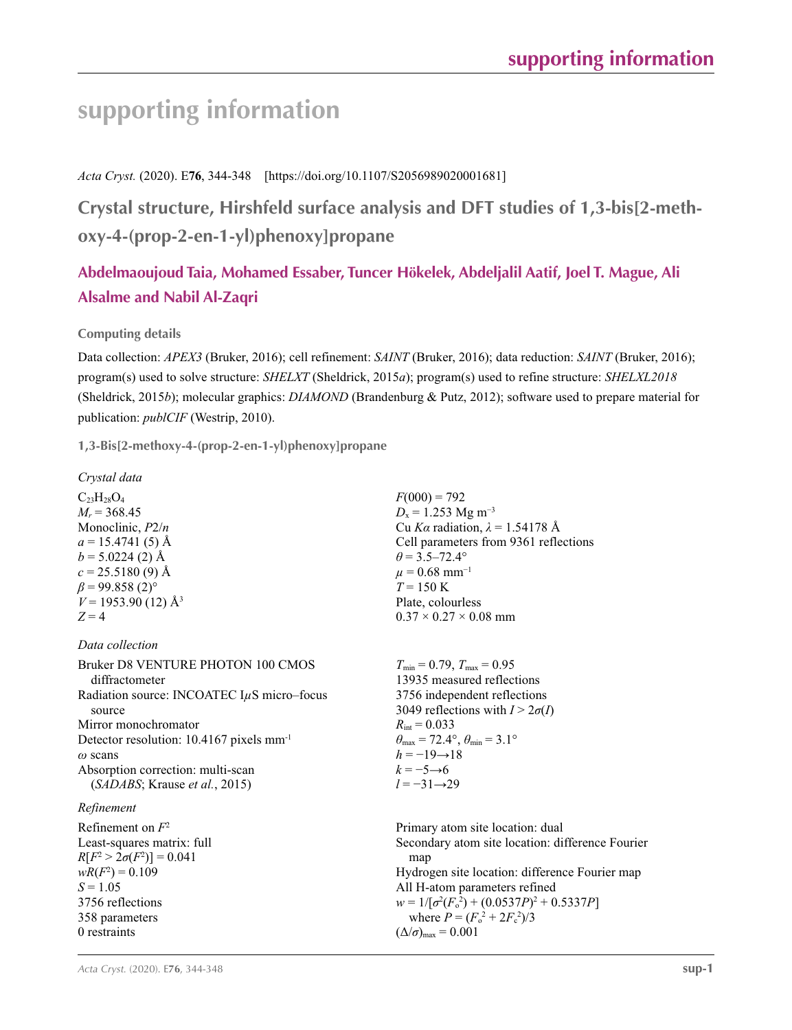# supporting information

*Acta Cryst.* (2020). E**76**, 344-348 [https://doi.org/10.1107/S2056989020001681]

## Crystal structure, Hirshfeld surface analysis and DFT studies of 1,3-bis[2-methoxy-4-(prop-2-en-1-yl)phenoxy]propane

### Abdelmaoujoud Taia, Mohamed Essaber, Tuncer Hökelek, Abdeljalil Aatif, Joel T. Mague, Ali Alsalme and Nabil Al-Zaqri

#### Computing details

Data collection: *APEX3* (Bruker, 2016); cell refinement: *SAINT* (Bruker, 2016); data reduction: *SAINT* (Bruker, 2016); program(s) used to solve structure: *SHELXT* (Sheldrick, 2015*a*); program(s) used to refine structure: *SHELXL2018* (Sheldrick, 2015*b*); molecular graphics: *DIAMOND* (Brandenburg & Putz, 2012); software used to prepare material for publication: *publCIF* (Westrip, 2010).

#### 1,3-Bis[2-methoxy-4-(prop-2-en-1-yl)phenoxy]propane

*Crystal data*

$C_{23}H_{28}O_4$
$M_r$ = 368.45
Monoclinic, $P2/n$
$a$ = 15.4741 (5) Å
$b$ = 5.0224 (2) Å
$c$ = 25.5180 (9) Å
$\beta$ = 99.858 (2)°
$V$ = 1953.90 (12) Å$^3$
$Z$ = 4
$F(000)$ = 792
$D_x$ = 1.253 Mg m$^{-3}$
Cu $K\alpha$ radiation, $\lambda$ = 1.54178 Å
Cell parameters from 9361 reflections
$\theta$ = 3.5–72.4°
$\mu$ = 0.68 mm$^{-1}$
$T$ = 150 K
Plate, colourless
0.37 × 0.27 × 0.08 mm

*Data collection*

Bruker D8 VENTURE PHOTON 100 CMOS diffractometer
Radiation source: INCOATEC IµS micro–focus source
Mirror monochromator
Detector resolution: 10.4167 pixels mm$^{-1}$
$\omega$ scans
Absorption correction: multi-scan (*SADABS*; Krause *et al.*, 2015)
$T_{min}$ = 0.79, $T_{max}$ = 0.95
13935 measured reflections
3756 independent reflections
3049 reflections with $I > 2\sigma(I)$
$R_{int}$ = 0.033
$\theta_{max}$ = 72.4°, $\theta_{min}$ = 3.1°
$h$ = −19→18
$k$ = −5→6
$l$ = −31→29

*Refinement*

Refinement on $F^2$
Least-squares matrix: full
$R[F^2 > 2\sigma(F^2)]$ = 0.041
$wR(F^2)$ = 0.109
$S$ = 1.05
3756 reflections
358 parameters
0 restraints
Primary atom site location: dual
Secondary atom site location: difference Fourier map
Hydrogen site location: difference Fourier map
All H-atom parameters refined
$w = 1/[\sigma^2(F_o^2) + (0.0537P)^2 + 0.5337P]$ where $P = (F_o^2 + 2F_c^2)/3$
$(\Delta/\sigma)_{max}$ = 0.001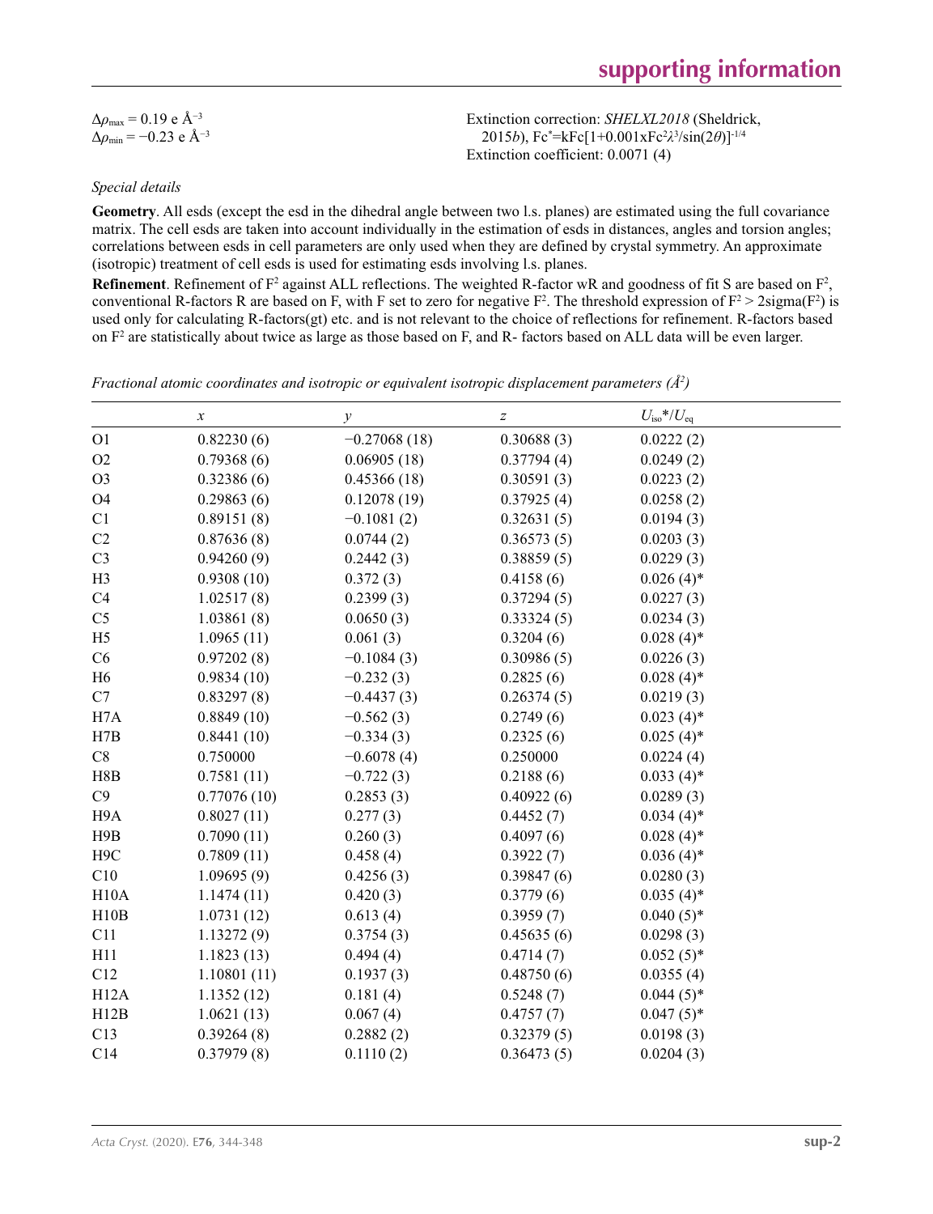$\Delta\rho_{max}$ = 0.19 e Å$^{-3}$
$\Delta\rho_{min}$ = −0.23 e Å$^{-3}$

Extinction correction: *SHELXL2018* (Sheldrick, 2015*b*), Fc$^*$=kFc[1+0.001xFc$^2\lambda^3$/sin(2$\theta$)]$^{-1/4}$
Extinction coefficient: 0.0071 (4)

*Special details*

**Geometry**. All esds (except the esd in the dihedral angle between two l.s. planes) are estimated using the full covariance matrix. The cell esds are taken into account individually in the estimation of esds in distances, angles and torsion angles; correlations between esds in cell parameters are only used when they are defined by crystal symmetry. An approximate (isotropic) treatment of cell esds is used for estimating esds involving l.s. planes.

**Refinement**. Refinement of F$^2$ against ALL reflections. The weighted R-factor wR and goodness of fit S are based on F$^2$, conventional R-factors R are based on F, with F set to zero for negative F$^2$. The threshold expression of F$^2$ > 2sigma(F$^2$) is used only for calculating R-factors(gt) etc. and is not relevant to the choice of reflections for refinement. R-factors based on F$^2$ are statistically about twice as large as those based on F, and R- factors based on ALL data will be even larger.

*Fractional atomic coordinates and isotropic or equivalent isotropic displacement parameters (Å$^2$)*

| | *x* | *y* | *z* | $U_{iso}$*/$U_{eq}$ |
|---|---|---|---|---|
| O1 | 0.82230 (6) | −0.27068 (18) | 0.30688 (3) | 0.0222 (2) |
| O2 | 0.79368 (6) | 0.06905 (18) | 0.37794 (4) | 0.0249 (2) |
| O3 | 0.32386 (6) | 0.45366 (18) | 0.30591 (3) | 0.0223 (2) |
| O4 | 0.29863 (6) | 0.12078 (19) | 0.37925 (4) | 0.0258 (2) |
| C1 | 0.89151 (8) | −0.1081 (2) | 0.32631 (5) | 0.0194 (3) |
| C2 | 0.87636 (8) | 0.0744 (2) | 0.36573 (5) | 0.0203 (3) |
| C3 | 0.94260 (9) | 0.2442 (3) | 0.38859 (5) | 0.0229 (3) |
| H3 | 0.9308 (10) | 0.372 (3) | 0.4158 (6) | 0.026 (4)* |
| C4 | 1.02517 (8) | 0.2399 (3) | 0.37294 (5) | 0.0227 (3) |
| C5 | 1.03861 (8) | 0.0650 (3) | 0.33324 (5) | 0.0234 (3) |
| H5 | 1.0965 (11) | 0.061 (3) | 0.3204 (6) | 0.028 (4)* |
| C6 | 0.97202 (8) | −0.1084 (3) | 0.30986 (5) | 0.0226 (3) |
| H6 | 0.9834 (10) | −0.232 (3) | 0.2825 (6) | 0.028 (4)* |
| C7 | 0.83297 (8) | −0.4437 (3) | 0.26374 (5) | 0.0219 (3) |
| H7A | 0.8849 (10) | −0.562 (3) | 0.2749 (6) | 0.023 (4)* |
| H7B | 0.8441 (10) | −0.334 (3) | 0.2325 (6) | 0.025 (4)* |
| C8 | 0.750000 | −0.6078 (4) | 0.250000 | 0.0224 (4) |
| H8B | 0.7581 (11) | −0.722 (3) | 0.2188 (6) | 0.033 (4)* |
| C9 | 0.77076 (10) | 0.2853 (3) | 0.40922 (6) | 0.0289 (3) |
| H9A | 0.8027 (11) | 0.277 (3) | 0.4452 (7) | 0.034 (4)* |
| H9B | 0.7090 (11) | 0.260 (3) | 0.4097 (6) | 0.028 (4)* |
| H9C | 0.7809 (11) | 0.458 (4) | 0.3922 (7) | 0.036 (4)* |
| C10 | 1.09695 (9) | 0.4256 (3) | 0.39847 (6) | 0.0280 (3) |
| H10A | 1.1474 (11) | 0.420 (3) | 0.3779 (6) | 0.035 (4)* |
| H10B | 1.0731 (12) | 0.613 (4) | 0.3959 (7) | 0.040 (5)* |
| C11 | 1.13272 (9) | 0.3754 (3) | 0.45635 (6) | 0.0298 (3) |
| H11 | 1.1823 (13) | 0.494 (4) | 0.4714 (7) | 0.052 (5)* |
| C12 | 1.10801 (11) | 0.1937 (3) | 0.48750 (6) | 0.0355 (4) |
| H12A | 1.1352 (12) | 0.181 (4) | 0.5248 (7) | 0.044 (5)* |
| H12B | 1.0621 (13) | 0.067 (4) | 0.4757 (7) | 0.047 (5)* |
| C13 | 0.39264 (8) | 0.2882 (2) | 0.32379 (5) | 0.0198 (3) |
| C14 | 0.37979 (8) | 0.1110 (2) | 0.36473 (5) | 0.0204 (3) |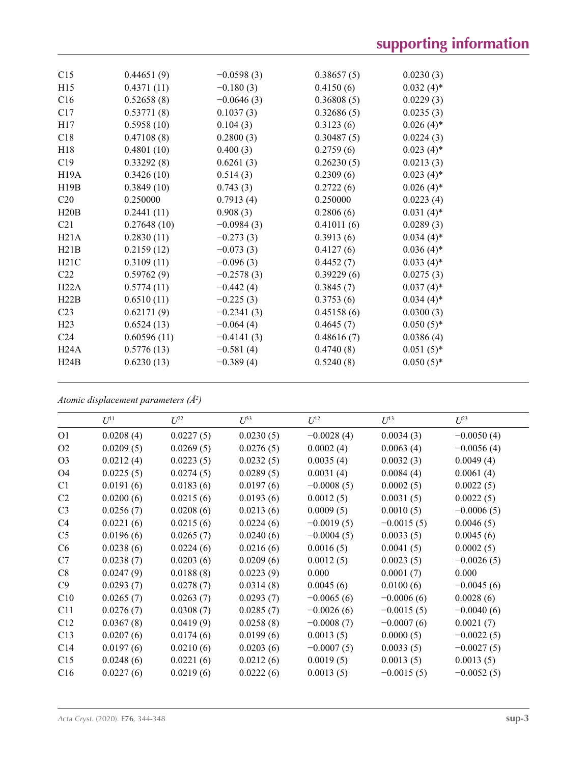| | | | | |
|---|---|---|---|---|
| C15 | 0.44651 (9) | −0.0598 (3) | 0.38657 (5) | 0.0230 (3) |
| H15 | 0.4371 (11) | −0.180 (3) | 0.4150 (6) | 0.032 (4)* |
| C16 | 0.52658 (8) | −0.0646 (3) | 0.36808 (5) | 0.0229 (3) |
| C17 | 0.53771 (8) | 0.1037 (3) | 0.32686 (5) | 0.0235 (3) |
| H17 | 0.5958 (10) | 0.104 (3) | 0.3123 (6) | 0.026 (4)* |
| C18 | 0.47108 (8) | 0.2800 (3) | 0.30487 (5) | 0.0224 (3) |
| H18 | 0.4801 (10) | 0.400 (3) | 0.2759 (6) | 0.023 (4)* |
| C19 | 0.33292 (8) | 0.6261 (3) | 0.26230 (5) | 0.0213 (3) |
| H19A | 0.3426 (10) | 0.514 (3) | 0.2309 (6) | 0.023 (4)* |
| H19B | 0.3849 (10) | 0.743 (3) | 0.2722 (6) | 0.026 (4)* |
| C20 | 0.250000 | 0.7913 (4) | 0.250000 | 0.0223 (4) |
| H20B | 0.2441 (11) | 0.908 (3) | 0.2806 (6) | 0.031 (4)* |
| C21 | 0.27648 (10) | −0.0984 (3) | 0.41011 (6) | 0.0289 (3) |
| H21A | 0.2830 (11) | −0.273 (3) | 0.3913 (6) | 0.034 (4)* |
| H21B | 0.2159 (12) | −0.073 (3) | 0.4127 (6) | 0.036 (4)* |
| H21C | 0.3109 (11) | −0.096 (3) | 0.4452 (7) | 0.033 (4)* |
| C22 | 0.59762 (9) | −0.2578 (3) | 0.39229 (6) | 0.0275 (3) |
| H22A | 0.5774 (11) | −0.442 (4) | 0.3845 (7) | 0.037 (4)* |
| H22B | 0.6510 (11) | −0.225 (3) | 0.3753 (6) | 0.034 (4)* |
| C23 | 0.62171 (9) | −0.2341 (3) | 0.45158 (6) | 0.0300 (3) |
| H23 | 0.6524 (13) | −0.064 (4) | 0.4645 (7) | 0.050 (5)* |
| C24 | 0.60596 (11) | −0.4141 (3) | 0.48616 (7) | 0.0386 (4) |
| H24A | 0.5776 (13) | −0.581 (4) | 0.4740 (8) | 0.051 (5)* |
| H24B | 0.6230 (13) | −0.389 (4) | 0.5240 (8) | 0.050 (5)* |

*Atomic displacement parameters (Å²)*

| | $U^{11}$ | $U^{22}$ | $U^{33}$ | $U^{12}$ | $U^{13}$ | $U^{23}$ |
|---|---|---|---|---|---|---|
| O1 | 0.0208 (4) | 0.0227 (5) | 0.0230 (5) | −0.0028 (4) | 0.0034 (3) | −0.0050 (4) |
| O2 | 0.0209 (5) | 0.0269 (5) | 0.0276 (5) | 0.0002 (4) | 0.0063 (4) | −0.0056 (4) |
| O3 | 0.0212 (4) | 0.0223 (5) | 0.0232 (5) | 0.0035 (4) | 0.0032 (3) | 0.0049 (4) |
| O4 | 0.0225 (5) | 0.0274 (5) | 0.0289 (5) | 0.0031 (4) | 0.0084 (4) | 0.0061 (4) |
| C1 | 0.0191 (6) | 0.0183 (6) | 0.0197 (6) | −0.0008 (5) | 0.0002 (5) | 0.0022 (5) |
| C2 | 0.0200 (6) | 0.0215 (6) | 0.0193 (6) | 0.0012 (5) | 0.0031 (5) | 0.0022 (5) |
| C3 | 0.0256 (7) | 0.0208 (6) | 0.0213 (6) | 0.0009 (5) | 0.0010 (5) | −0.0006 (5) |
| C4 | 0.0221 (6) | 0.0215 (6) | 0.0224 (6) | −0.0019 (5) | −0.0015 (5) | 0.0046 (5) |
| C5 | 0.0196 (6) | 0.0265 (7) | 0.0240 (6) | −0.0004 (5) | 0.0033 (5) | 0.0045 (6) |
| C6 | 0.0238 (6) | 0.0224 (6) | 0.0216 (6) | 0.0016 (5) | 0.0041 (5) | 0.0002 (5) |
| C7 | 0.0238 (7) | 0.0203 (6) | 0.0209 (6) | 0.0012 (5) | 0.0023 (5) | −0.0026 (5) |
| C8 | 0.0247 (9) | 0.0188 (8) | 0.0223 (9) | 0.000 | 0.0001 (7) | 0.000 |
| C9 | 0.0293 (7) | 0.0278 (7) | 0.0314 (8) | 0.0045 (6) | 0.0100 (6) | −0.0045 (6) |
| C10 | 0.0265 (7) | 0.0263 (7) | 0.0293 (7) | −0.0065 (6) | −0.0006 (6) | 0.0028 (6) |
| C11 | 0.0276 (7) | 0.0308 (7) | 0.0285 (7) | −0.0026 (6) | −0.0015 (5) | −0.0040 (6) |
| C12 | 0.0367 (8) | 0.0419 (9) | 0.0258 (8) | −0.0008 (7) | −0.0007 (6) | 0.0021 (7) |
| C13 | 0.0207 (6) | 0.0174 (6) | 0.0199 (6) | 0.0013 (5) | 0.0000 (5) | −0.0022 (5) |
| C14 | 0.0197 (6) | 0.0210 (6) | 0.0203 (6) | −0.0007 (5) | 0.0033 (5) | −0.0027 (5) |
| C15 | 0.0248 (6) | 0.0221 (6) | 0.0212 (6) | 0.0019 (5) | 0.0013 (5) | 0.0013 (5) |
| C16 | 0.0227 (6) | 0.0219 (6) | 0.0222 (6) | 0.0013 (5) | −0.0015 (5) | −0.0052 (5) |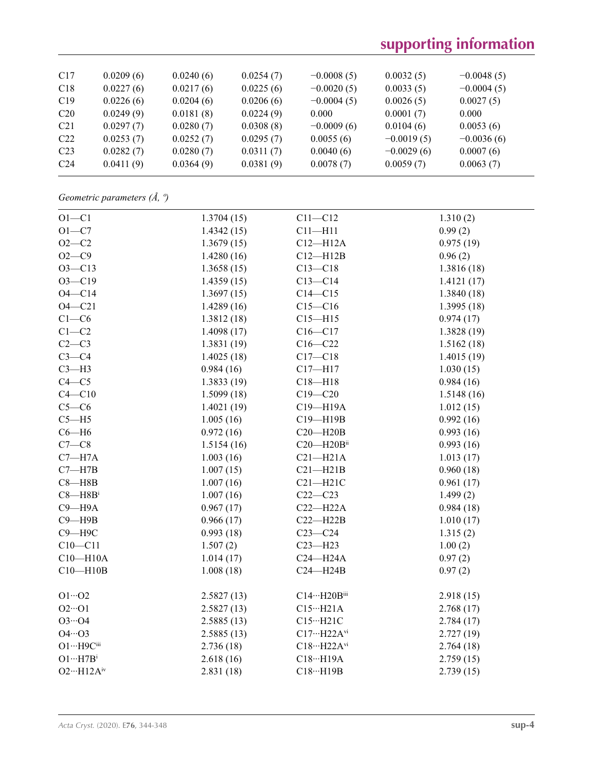| | | | | | | |
|---|---|---|---|---|---|---|
| C17 | 0.0209 (6) | 0.0240 (6) | 0.0254 (7) | −0.0008 (5) | 0.0032 (5) | −0.0048 (5) |
| C18 | 0.0227 (6) | 0.0217 (6) | 0.0225 (6) | −0.0020 (5) | 0.0033 (5) | −0.0004 (5) |
| C19 | 0.0226 (6) | 0.0204 (6) | 0.0206 (6) | −0.0004 (5) | 0.0026 (5) | 0.0027 (5) |
| C20 | 0.0249 (9) | 0.0181 (8) | 0.0224 (9) | 0.000 | 0.0001 (7) | 0.000 |
| C21 | 0.0297 (7) | 0.0280 (7) | 0.0308 (8) | −0.0009 (6) | 0.0104 (6) | 0.0053 (6) |
| C22 | 0.0253 (7) | 0.0252 (7) | 0.0295 (7) | 0.0055 (6) | −0.0019 (5) | −0.0036 (6) |
| C23 | 0.0282 (7) | 0.0280 (7) | 0.0311 (7) | 0.0040 (6) | −0.0029 (6) | 0.0007 (6) |
| C24 | 0.0411 (9) | 0.0364 (9) | 0.0381 (9) | 0.0078 (7) | 0.0059 (7) | 0.0063 (7) |

*Geometric parameters (Å, º)*

| | | | |
|---|---|---|---|
| O1—C1 | 1.3704 (15) | C11—C12 | 1.310 (2) |
| O1—C7 | 1.4342 (15) | C11—H11 | 0.99 (2) |
| O2—C2 | 1.3679 (15) | C12—H12A | 0.975 (19) |
| O2—C9 | 1.4280 (16) | C12—H12B | 0.96 (2) |
| O3—C13 | 1.3658 (15) | C13—C18 | 1.3816 (18) |
| O3—C19 | 1.4359 (15) | C13—C14 | 1.4121 (17) |
| O4—C14 | 1.3697 (15) | C14—C15 | 1.3840 (18) |
| O4—C21 | 1.4289 (16) | C15—C16 | 1.3995 (18) |
| C1—C6 | 1.3812 (18) | C15—H15 | 0.974 (17) |
| C1—C2 | 1.4098 (17) | C16—C17 | 1.3828 (19) |
| C2—C3 | 1.3831 (19) | C16—C22 | 1.5162 (18) |
| C3—C4 | 1.4025 (18) | C17—C18 | 1.4015 (19) |
| C3—H3 | 0.984 (16) | C17—H17 | 1.030 (15) |
| C4—C5 | 1.3833 (19) | C18—H18 | 0.984 (16) |
| C4—C10 | 1.5099 (18) | C19—C20 | 1.5148 (16) |
| C5—C6 | 1.4021 (19) | C19—H19A | 1.012 (15) |
| C5—H5 | 1.005 (16) | C19—H19B | 0.992 (16) |
| C6—H6 | 0.972 (16) | C20—H20B | 0.993 (16) |
| C7—C8 | 1.5154 (16) | C20—H20B$^{ii}$ | 0.993 (16) |
| C7—H7A | 1.003 (16) | C21—H21A | 1.013 (17) |
| C7—H7B | 1.007 (15) | C21—H21B | 0.960 (18) |
| C8—H8B | 1.007 (16) | C21—H21C | 0.961 (17) |
| C8—H8B$^{i}$ | 1.007 (16) | C22—C23 | 1.499 (2) |
| C9—H9A | 0.967 (17) | C22—H22A | 0.984 (18) |
| C9—H9B | 0.966 (17) | C22—H22B | 1.010 (17) |
| C9—H9C | 0.993 (18) | C23—C24 | 1.315 (2) |
| C10—C11 | 1.507 (2) | C23—H23 | 1.00 (2) |
| C10—H10A | 1.014 (17) | C24—H24A | 0.97 (2) |
| C10—H10B | 1.008 (18) | C24—H24B | 0.97 (2) |
| | | | |
| O1···O2 | 2.5827 (13) | C14···H20B$^{iii}$ | 2.918 (15) |
| O2···O1 | 2.5827 (13) | C15···H21A | 2.768 (17) |
| O3···O4 | 2.5885 (13) | C15···H21C | 2.784 (17) |
| O4···O3 | 2.5885 (13) | C17···H22A$^{vi}$ | 2.727 (19) |
| O1···H9C$^{iii}$ | 2.736 (18) | C18···H22A$^{vi}$ | 2.764 (18) |
| O1···H7B$^{i}$ | 2.618 (16) | C18···H19A | 2.759 (15) |
| O2···H12A$^{iv}$ | 2.831 (18) | C18···H19B | 2.739 (15) |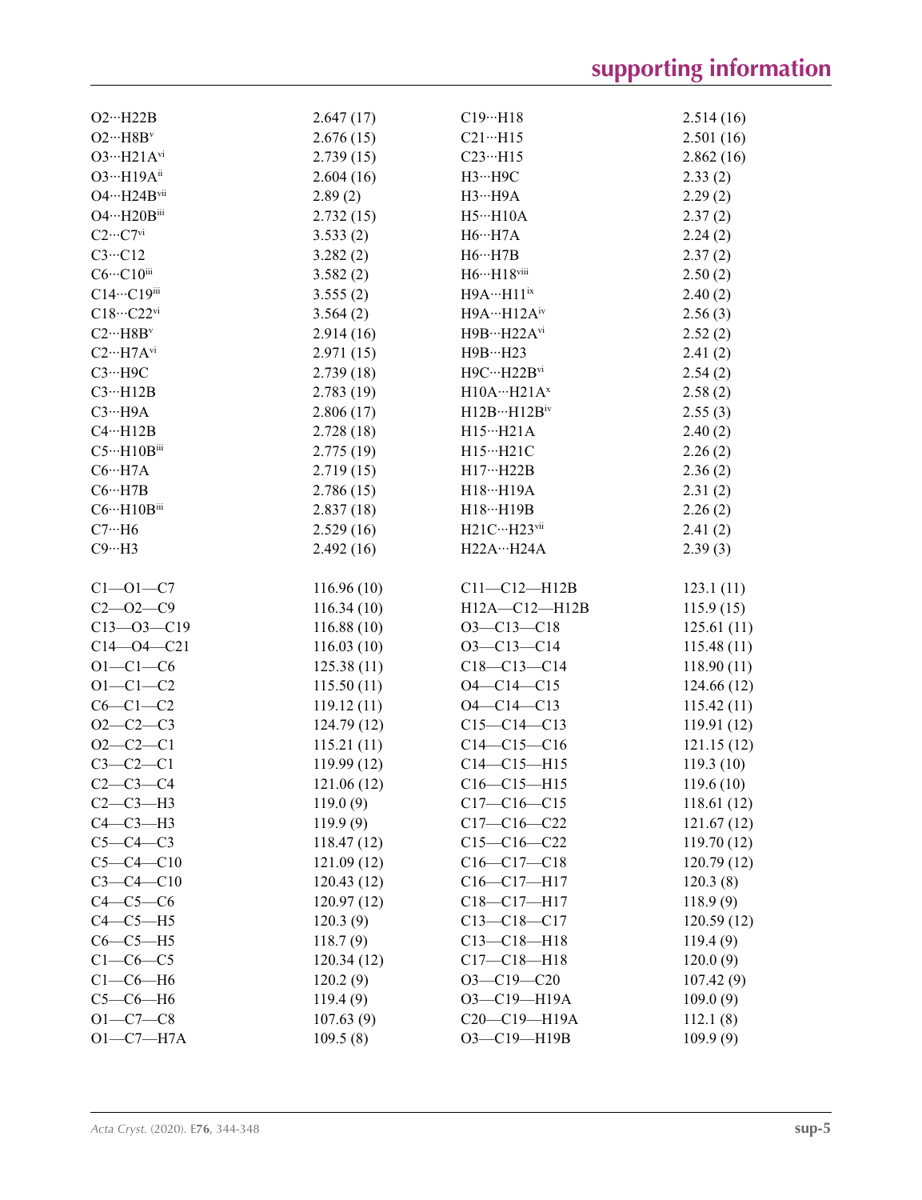| | | | |
|---|---|---|---|
| O2···H22B | 2.647 (17) | C19···H18 | 2.514 (16) |
| O2···H8B$^{v}$ | 2.676 (15) | C21···H15 | 2.501 (16) |
| O3···H21A$^{vi}$ | 2.739 (15) | C23···H15 | 2.862 (16) |
| O3···H19A$^{ii}$ | 2.604 (16) | H3···H9C | 2.33 (2) |
| O4···H24B$^{vii}$ | 2.89 (2) | H3···H9A | 2.29 (2) |
| O4···H20B$^{iii}$ | 2.732 (15) | H5···H10A | 2.37 (2) |
| C2···C7$^{vi}$ | 3.533 (2) | H6···H7A | 2.24 (2) |
| C3···C12 | 3.282 (2) | H6···H7B | 2.37 (2) |
| C6···C10$^{iii}$ | 3.582 (2) | H6···H18$^{viii}$ | 2.50 (2) |
| C14···C19$^{iii}$ | 3.555 (2) | H9A···H11$^{ix}$ | 2.40 (2) |
| C18···C22$^{vi}$ | 3.564 (2) | H9A···H12A$^{iv}$ | 2.56 (3) |
| C2···H8B$^{v}$ | 2.914 (16) | H9B···H22A$^{vi}$ | 2.52 (2) |
| C2···H7A$^{vi}$ | 2.971 (15) | H9B···H23 | 2.41 (2) |
| C3···H9C | 2.739 (18) | H9C···H22B$^{vi}$ | 2.54 (2) |
| C3···H12B | 2.783 (19) | H10A···H21A$^{x}$ | 2.58 (2) |
| C3···H9A | 2.806 (17) | H12B···H12B$^{iv}$ | 2.55 (3) |
| C4···H12B | 2.728 (18) | H15···H21A | 2.40 (2) |
| C5···H10B$^{iii}$ | 2.775 (19) | H15···H21C | 2.26 (2) |
| C6···H7A | 2.719 (15) | H17···H22B | 2.36 (2) |
| C6···H7B | 2.786 (15) | H18···H19A | 2.31 (2) |
| C6···H10B$^{iii}$ | 2.837 (18) | H18···H19B | 2.26 (2) |
| C7···H6 | 2.529 (16) | H21C···H23$^{vii}$ | 2.41 (2) |
| C9···H3 | 2.492 (16) | H22A···H24A | 2.39 (3) |
| | | | |
| C1—O1—C7 | 116.96 (10) | C11—C12—H12B | 123.1 (11) |
| C2—O2—C9 | 116.34 (10) | H12A—C12—H12B | 115.9 (15) |
| C13—O3—C19 | 116.88 (10) | O3—C13—C18 | 125.61 (11) |
| C14—O4—C21 | 116.03 (10) | O3—C13—C14 | 115.48 (11) |
| O1—C1—C6 | 125.38 (11) | C18—C13—C14 | 118.90 (11) |
| O1—C1—C2 | 115.50 (11) | O4—C14—C15 | 124.66 (12) |
| C6—C1—C2 | 119.12 (11) | O4—C14—C13 | 115.42 (11) |
| O2—C2—C3 | 124.79 (12) | C15—C14—C13 | 119.91 (12) |
| O2—C2—C1 | 115.21 (11) | C14—C15—C16 | 121.15 (12) |
| C3—C2—C1 | 119.99 (12) | C14—C15—H15 | 119.3 (10) |
| C2—C3—C4 | 121.06 (12) | C16—C15—H15 | 119.6 (10) |
| C2—C3—H3 | 119.0 (9) | C17—C16—C15 | 118.61 (12) |
| C4—C3—H3 | 119.9 (9) | C17—C16—C22 | 121.67 (12) |
| C5—C4—C3 | 118.47 (12) | C15—C16—C22 | 119.70 (12) |
| C5—C4—C10 | 121.09 (12) | C16—C17—C18 | 120.79 (12) |
| C3—C4—C10 | 120.43 (12) | C16—C17—H17 | 120.3 (8) |
| C4—C5—C6 | 120.97 (12) | C18—C17—H17 | 118.9 (9) |
| C4—C5—H5 | 120.3 (9) | C13—C18—C17 | 120.59 (12) |
| C6—C5—H5 | 118.7 (9) | C13—C18—H18 | 119.4 (9) |
| C1—C6—C5 | 120.34 (12) | C17—C18—H18 | 120.0 (9) |
| C1—C6—H6 | 120.2 (9) | O3—C19—C20 | 107.42 (9) |
| C5—C6—H6 | 119.4 (9) | O3—C19—H19A | 109.0 (9) |
| O1—C7—C8 | 107.63 (9) | C20—C19—H19A | 112.1 (8) |
| O1—C7—H7A | 109.5 (8) | O3—C19—H19B | 109.9 (9) |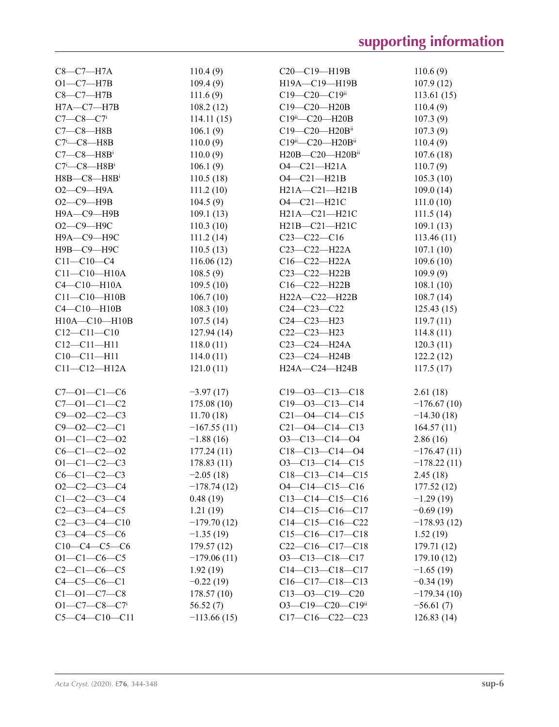| | | | |
|---|---|---|---|
| C8—C7—H7A | 110.4 (9) | C20—C19—H19B | 110.6 (9) |
| O1—C7—H7B | 109.4 (9) | H19A—C19—H19B | 107.9 (12) |
| C8—C7—H7B | 111.6 (9) | C19—C20—C19$^{ii}$ | 113.61 (15) |
| H7A—C7—H7B | 108.2 (12) | C19—C20—H20B | 110.4 (9) |
| C7—C8—C7$^{i}$ | 114.11 (15) | C19$^{ii}$—C20—H20B | 107.3 (9) |
| C7—C8—H8B | 106.1 (9) | C19—C20—H20B$^{ii}$ | 107.3 (9) |
| C7$^{i}$—C8—H8B | 110.0 (9) | C19$^{ii}$—C20—H20B$^{ii}$ | 110.4 (9) |
| C7—C8—H8B$^{i}$ | 110.0 (9) | H20B—C20—H20B$^{ii}$ | 107.6 (18) |
| C7$^{i}$—C8—H8B$^{i}$ | 106.1 (9) | O4—C21—H21A | 110.7 (9) |
| H8B—C8—H8B$^{i}$ | 110.5 (18) | O4—C21—H21B | 105.3 (10) |
| O2—C9—H9A | 111.2 (10) | H21A—C21—H21B | 109.0 (14) |
| O2—C9—H9B | 104.5 (9) | O4—C21—H21C | 111.0 (10) |
| H9A—C9—H9B | 109.1 (13) | H21A—C21—H21C | 111.5 (14) |
| O2—C9—H9C | 110.3 (10) | H21B—C21—H21C | 109.1 (13) |
| H9A—C9—H9C | 111.2 (14) | C23—C22—C16 | 113.46 (11) |
| H9B—C9—H9C | 110.5 (13) | C23—C22—H22A | 107.1 (10) |
| C11—C10—C4 | 116.06 (12) | C16—C22—H22A | 109.6 (10) |
| C11—C10—H10A | 108.5 (9) | C23—C22—H22B | 109.9 (9) |
| C4—C10—H10A | 109.5 (10) | C16—C22—H22B | 108.1 (10) |
| C11—C10—H10B | 106.7 (10) | H22A—C22—H22B | 108.7 (14) |
| C4—C10—H10B | 108.3 (10) | C24—C23—C22 | 125.43 (15) |
| H10A—C10—H10B | 107.5 (14) | C24—C23—H23 | 119.7 (11) |
| C12—C11—C10 | 127.94 (14) | C22—C23—H23 | 114.8 (11) |
| C12—C11—H11 | 118.0 (11) | C23—C24—H24A | 120.3 (11) |
| C10—C11—H11 | 114.0 (11) | C23—C24—H24B | 122.2 (12) |
| C11—C12—H12A | 121.0 (11) | H24A—C24—H24B | 117.5 (17) |
| | | | |
| C7—O1—C1—C6 | −3.97 (17) | C19—O3—C13—C18 | 2.61 (18) |
| C7—O1—C1—C2 | 175.08 (10) | C19—O3—C13—C14 | −176.67 (10) |
| C9—O2—C2—C3 | 11.70 (18) | C21—O4—C14—C15 | −14.30 (18) |
| C9—O2—C2—C1 | −167.55 (11) | C21—O4—C14—C13 | 164.57 (11) |
| O1—C1—C2—O2 | −1.88 (16) | O3—C13—C14—O4 | 2.86 (16) |
| C6—C1—C2—O2 | 177.24 (11) | C18—C13—C14—O4 | −176.47 (11) |
| O1—C1—C2—C3 | 178.83 (11) | O3—C13—C14—C15 | −178.22 (11) |
| C6—C1—C2—C3 | −2.05 (18) | C18—C13—C14—C15 | 2.45 (18) |
| O2—C2—C3—C4 | −178.74 (12) | O4—C14—C15—C16 | 177.52 (12) |
| C1—C2—C3—C4 | 0.48 (19) | C13—C14—C15—C16 | −1.29 (19) |
| C2—C3—C4—C5 | 1.21 (19) | C14—C15—C16—C17 | −0.69 (19) |
| C2—C3—C4—C10 | −179.70 (12) | C14—C15—C16—C22 | −178.93 (12) |
| C3—C4—C5—C6 | −1.35 (19) | C15—C16—C17—C18 | 1.52 (19) |
| C10—C4—C5—C6 | 179.57 (12) | C22—C16—C17—C18 | 179.71 (12) |
| O1—C1—C6—C5 | −179.06 (11) | O3—C13—C18—C17 | 179.10 (12) |
| C2—C1—C6—C5 | 1.92 (19) | C14—C13—C18—C17 | −1.65 (19) |
| C4—C5—C6—C1 | −0.22 (19) | C16—C17—C18—C13 | −0.34 (19) |
| C1—O1—C7—C8 | 178.57 (10) | C13—O3—C19—C20 | −179.34 (10) |
| O1—C7—C8—C7$^{i}$ | 56.52 (7) | O3—C19—C20—C19$^{ii}$ | −56.61 (7) |
| C5—C4—C10—C11 | −113.66 (15) | C17—C16—C22—C23 | 126.83 (14) |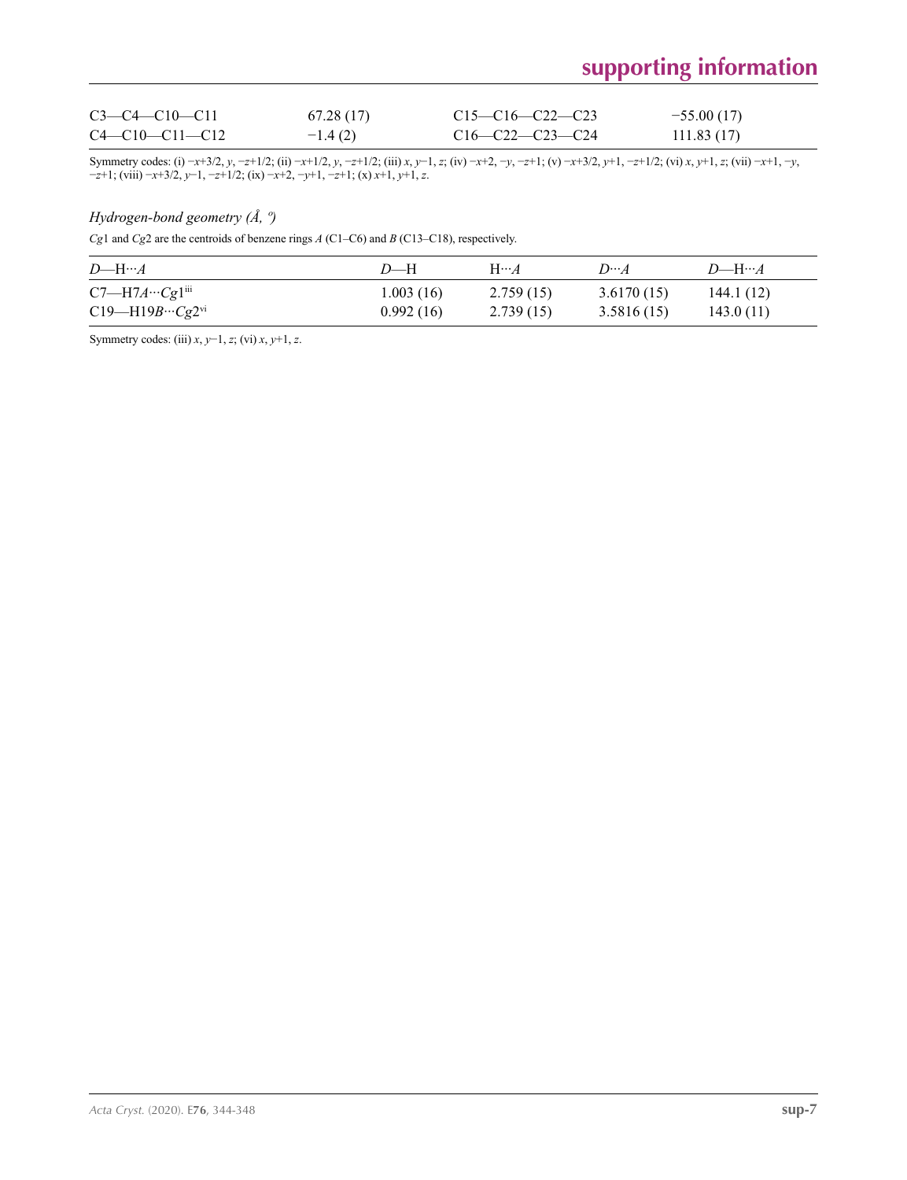| | | | |
|---|---|---|---|
| C3—C4—C10—C11 | 67.28 (17) | C15—C16—C22—C23 | −55.00 (17) |
| C4—C10—C11—C12 | −1.4 (2) | C16—C22—C23—C24 | 111.83 (17) |

Symmetry codes: (i) −*x*+3/2, *y*, −*z*+1/2; (ii) −*x*+1/2, *y*, −*z*+1/2; (iii) *x*, *y*−1, *z*; (iv) −*x*+2, −*y*, −*z*+1; (v) −*x*+3/2, *y*+1, −*z*+1/2; (vi) *x*, *y*+1, *z*; (vii) −*x*+1, −*y*, −*z*+1; (viii) −*x*+3/2, *y*−1, −*z*+1/2; (ix) −*x*+2, −*y*+1, −*z*+1; (x) *x*+1, *y*+1, *z*.

### *Hydrogen-bond geometry (Å, º)*

*Cg*1 and *Cg*2 are the centroids of benzene rings *A* (C1–C6) and *B* (C13–C18), respectively.

| *D*—H···*A* | *D*—H | H···*A* | *D*···*A* | *D*—H···*A* |
|---|---|---|---|---|
| C7—H7*A*···*Cg*1[iii] | 1.003 (16) | 2.759 (15) | 3.6170 (15) | 144.1 (12) |
| C19—H19*B*···*Cg*2[vi] | 0.992 (16) | 2.739 (15) | 3.5816 (15) | 143.0 (11) |

Symmetry codes: (iii) *x*, *y*−1, *z*; (vi) *x*, *y*+1, *z*.